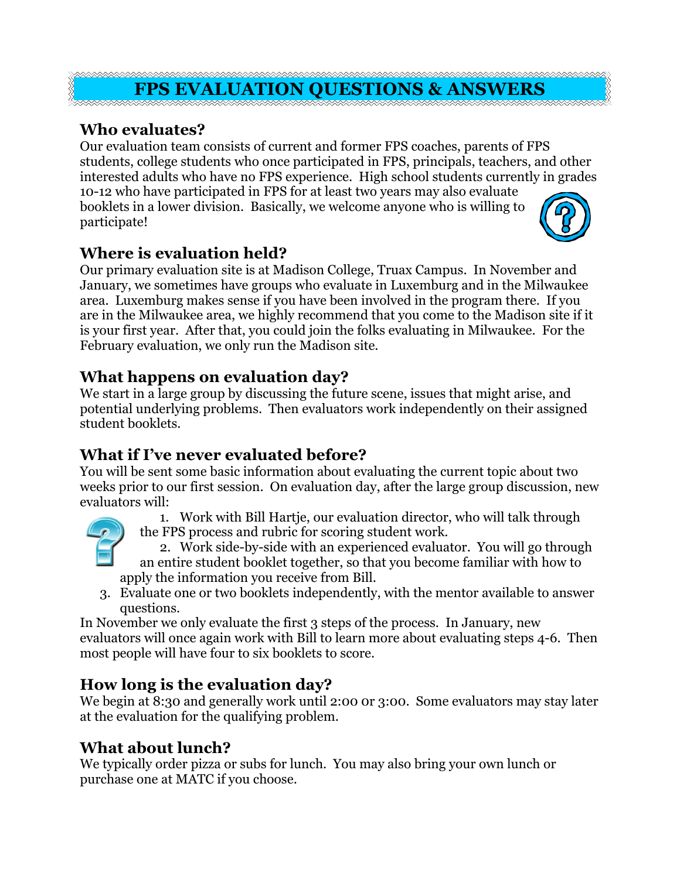# FPS EVALUATION QUESTIONS & ANSWERS

## Who evaluates?

Our evaluation team consists of current and former FPS coaches, parents of FPS students, college students who once participated in FPS, principals, teachers, and other interested adults who have no FPS experience. High school students currently in grades 10-12 who have participated in FPS for at least two years may also evaluate booklets in a lower division. Basically, we welcome anyone who is willing to participate!

## Where is evaluation held?

Our primary evaluation site is at Madison College, Truax Campus. In November and January, we sometimes have groups who evaluate in Luxemburg and in the Milwaukee area. Luxemburg makes sense if you have been involved in the program there. If you are in the Milwaukee area, we highly recommend that you come to the Madison site if it is your first year. After that, you could join the folks evaluating in Milwaukee. For the February evaluation, we only run the Madison site.

## What happens on evaluation day?

We start in a large group by discussing the future scene, issues that might arise, and potential underlying problems. Then evaluators work independently on their assigned student booklets.

## What if I've never evaluated before?

You will be sent some basic information about evaluating the current topic about two weeks prior to our first session. On evaluation day, after the large group discussion, new evaluators will:

1. Work with Bill Hartje, our evaluation director, who will talk through the FPS process and rubric for scoring student work.
2. Work side-by-side with an experienced evaluator. You will go through an entire student booklet together, so that you become familiar with how to apply the information you receive from Bill.
3. Evaluate one or two booklets independently, with the mentor available to answer questions.

In November we only evaluate the first 3 steps of the process. In January, new evaluators will once again work with Bill to learn more about evaluating steps 4-6. Then most people will have four to six booklets to score.

## How long is the evaluation day?

We begin at 8:30 and generally work until 2:00 or 3:00. Some evaluators may stay later at the evaluation for the qualifying problem.

## What about lunch?

We typically order pizza or subs for lunch. You may also bring your own lunch or purchase one at MATC if you choose.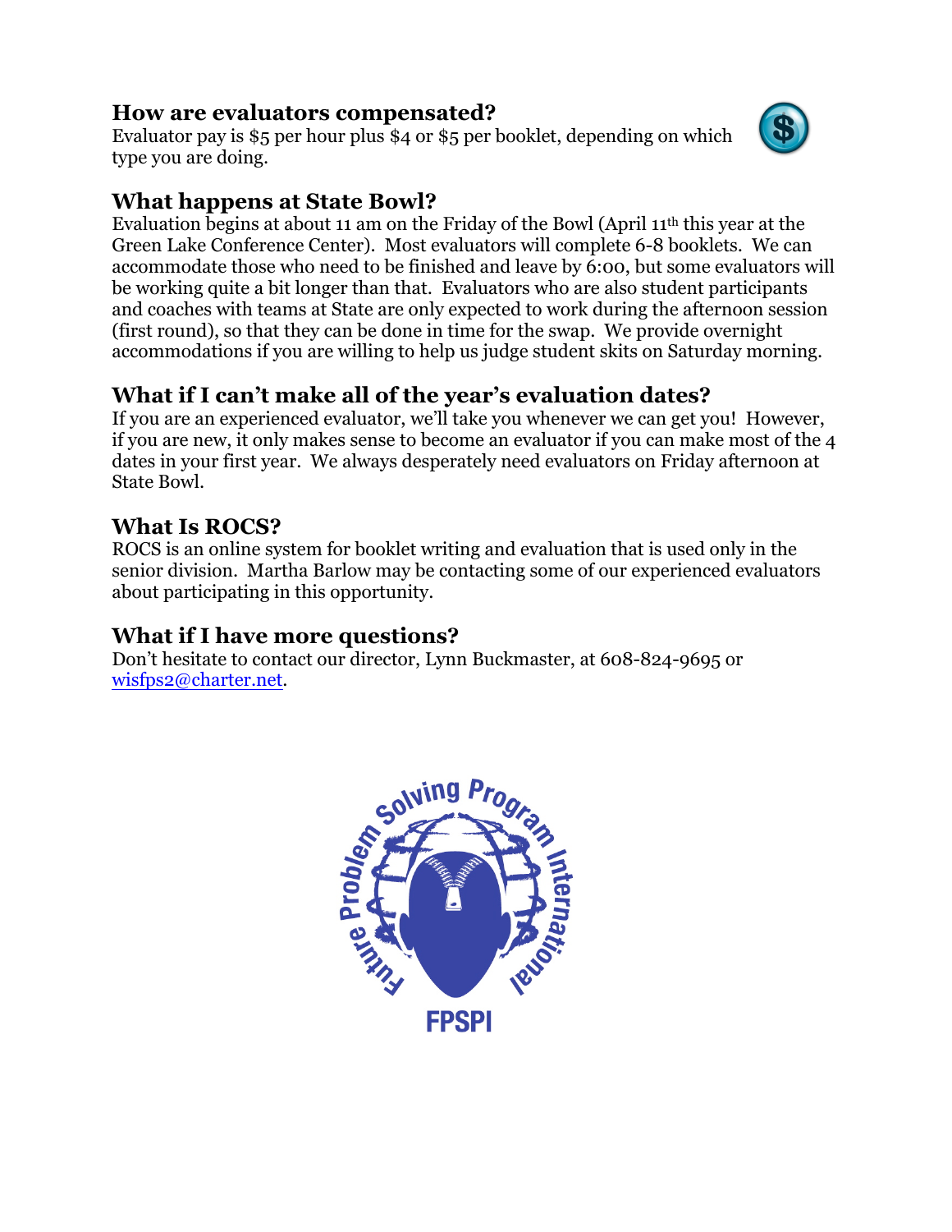## How are evaluators compensated?

Evaluator pay is $5 per hour plus $4 or $5 per booklet, depending on which type you are doing.

## What happens at State Bowl?

Evaluation begins at about 11 am on the Friday of the Bowl (April 11th this year at the Green Lake Conference Center). Most evaluators will complete 6-8 booklets. We can accommodate those who need to be finished and leave by 6:00, but some evaluators will be working quite a bit longer than that. Evaluators who are also student participants and coaches with teams at State are only expected to work during the afternoon session (first round), so that they can be done in time for the swap. We provide overnight accommodations if you are willing to help us judge student skits on Saturday morning.

## What if I can't make all of the year's evaluation dates?

If you are an experienced evaluator, we'll take you whenever we can get you! However, if you are new, it only makes sense to become an evaluator if you can make most of the 4 dates in your first year. We always desperately need evaluators on Friday afternoon at State Bowl.

## What Is ROCS?

ROCS is an online system for booklet writing and evaluation that is used only in the senior division. Martha Barlow may be contacting some of our experienced evaluators about participating in this opportunity.

## What if I have more questions?

Don't hesitate to contact our director, Lynn Buckmaster, at 608-824-9695 or wisfps2@charter.net.

Future Problem Solving Program International

FPSPI